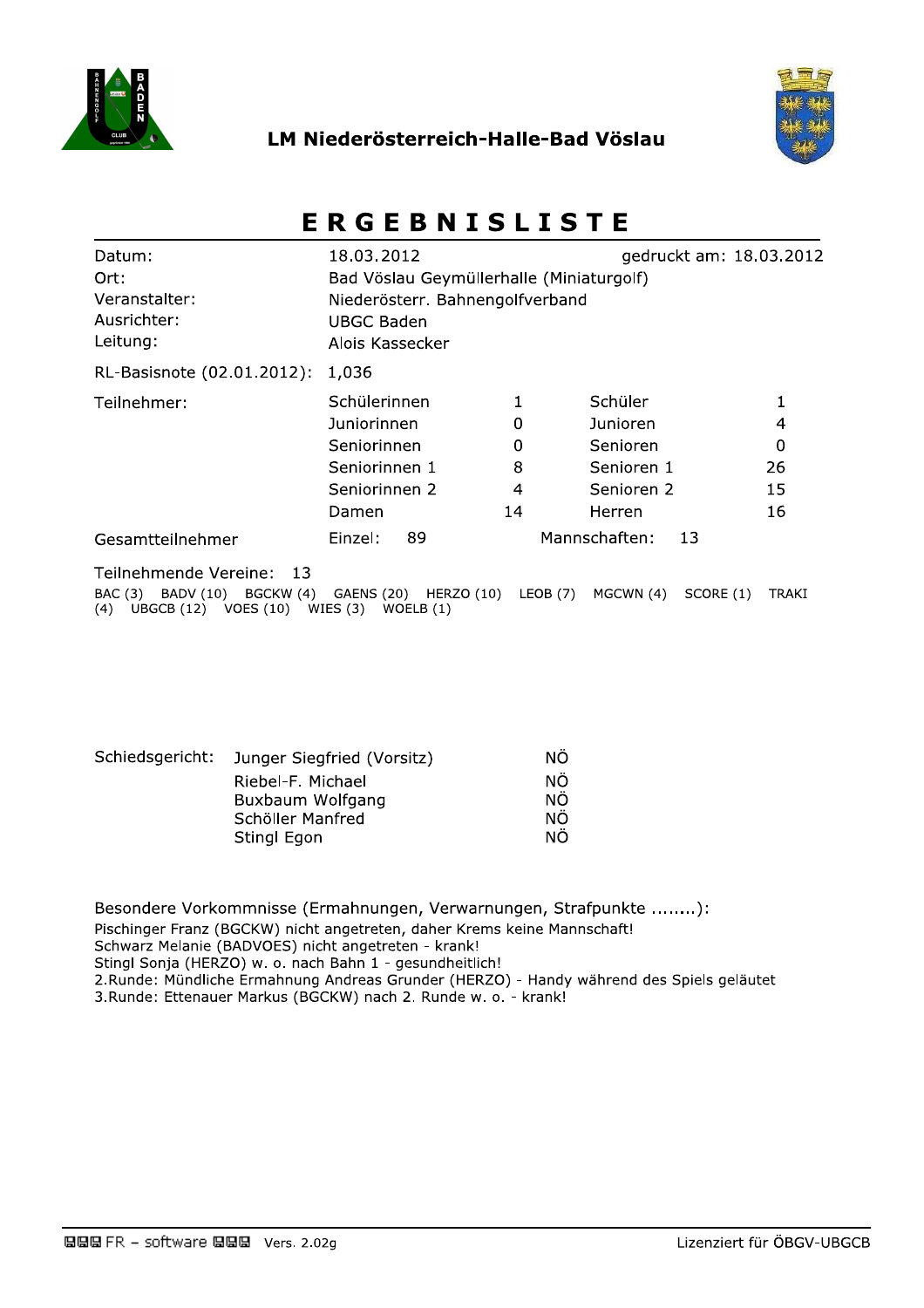## LM Niederösterreich-Halle-Bad Vöslau

# ERGEBNISLISTE

| | | | |
|---|---|---|---|
| Datum: | 18.03.2012 | gedruckt am: 18.03.2012 | |
| Ort: | Bad Vöslau Geymüllerhalle (Miniaturgolf) | | |
| Veranstalter: | Niederösterr. Bahnengolfverband | | |
| Ausrichter: | UBGC Baden | | |
| Leitung: | Alois Kassecker | | |
| RL-Basisnote (02.01.2012): | 1,036 | | |

**Teilnehmer:**

| | | | |
|---|---|---|---|
| Schülerinnen | 1 | Schüler | 1 |
| Juniorinnen | 0 | Junioren | 4 |
| Seniorinnen | 0 | Senioren | 0 |
| Seniorinnen 1 | 8 | Senioren 1 | 26 |
| Seniorinnen 2 | 4 | Senioren 2 | 15 |
| Damen | 14 | Herren | 16 |

Gesamtteilnehmer Einzel: 89 Mannschaften: 13

Teilnehmende Vereine: 13

BAC (3) BADV (10) BGCKW (4) GAENS (20) HERZO (10) LEOB (7) MGCWN (4) SCORE (1) TRAKI (4) UBGCB (12) VOES (10) WIES (3) WOELB (1)

**Schiedsgericht:**

| | |
|---|---|
| Junger Siegfried (Vorsitz) | NÖ |
| Riebel-F. Michael | NÖ |
| Buxbaum Wolfgang | NÖ |
| Schöller Manfred | NÖ |
| Stingl Egon | NÖ |

Besondere Vorkommnisse (Ermahnungen, Verwarnungen, Strafpunkte ........):

Pischinger Franz (BGCKW) nicht angetreten, daher Krems keine Mannschaft!
Schwarz Melanie (BADVOES) nicht angetreten - krank!
Stingl Sonja (HERZO) w. o. nach Bahn 1 - gesundheitlich!
2.Runde: Mündliche Ermahnung Andreas Grunder (HERZO) - Handy während des Spiels geläutet
3.Runde: Ettenauer Markus (BGCKW) nach 2. Runde w. o. - krank!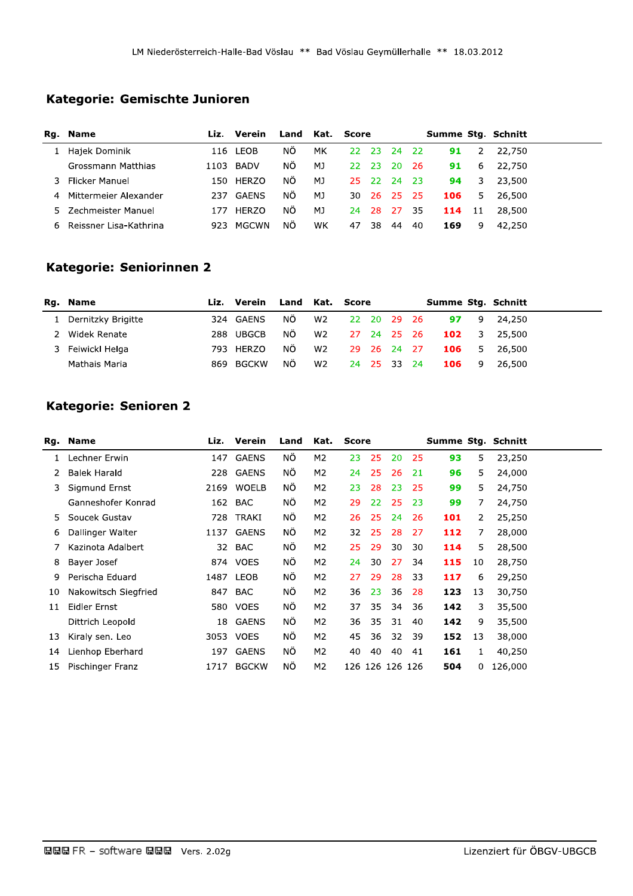LM Niederösterreich-Halle-Bad Vöslau ** Bad Vöslau Geymüllerhalle ** 18.03.2012

## Kategorie: Gemischte Junioren

| Rg. | Name | Liz. | Verein | Land | Kat. | Score | | | | Summe | Stg. | Schnitt |
|---|---|---|---|---|---|---|---|---|---|---|---|---|
| 1 | Hajek Dominik | 116 | LEOB | NÖ | MK | 22 | 23 | 24 | 22 | **91** | 2 | 22,750 |
| | Grossmann Matthias | 1103 | BADV | NÖ | MJ | 22 | 23 | 20 | 26 | **91** | 6 | 22,750 |
| 3 | Flicker Manuel | 150 | HERZO | NÖ | MJ | 25 | 22 | 24 | 23 | **94** | 3 | 23,500 |
| 4 | Mittermeier Alexander | 237 | GAENS | NÖ | MJ | 30 | 26 | 25 | 25 | **106** | 5 | 26,500 |
| 5 | Zechmeister Manuel | 177 | HERZO | NÖ | MJ | 24 | 28 | 27 | 35 | **114** | 11 | 28,500 |
| 6 | Reissner Lisa-Kathrina | 923 | MGCWN | NÖ | WK | 47 | 38 | 44 | 40 | **169** | 9 | 42,250 |

## Kategorie: Seniorinnen 2

| Rg. | Name | Liz. | Verein | Land | Kat. | Score | | | | Summe | Stg. | Schnitt |
|---|---|---|---|---|---|---|---|---|---|---|---|---|
| 1 | Dernitzky Brigitte | 324 | GAENS | NÖ | W2 | 22 | 20 | 29 | 26 | **97** | 9 | 24,250 |
| 2 | Widek Renate | 288 | UBGCB | NÖ | W2 | 27 | 24 | 25 | 26 | **102** | 3 | 25,500 |
| 3 | Feiwickl Helga | 793 | HERZO | NÖ | W2 | 29 | 26 | 24 | 27 | **106** | 5 | 26,500 |
| | Mathais Maria | 869 | BGCKW | NÖ | W2 | 24 | 25 | 33 | 24 | **106** | 9 | 26,500 |

## Kategorie: Senioren 2

| Rg. | Name | Liz. | Verein | Land | Kat. | Score | | | | Summe | Stg. | Schnitt |
|---|---|---|---|---|---|---|---|---|---|---|---|---|
| 1 | Lechner Erwin | 147 | GAENS | NÖ | M2 | 23 | 25 | 20 | 25 | **93** | 5 | 23,250 |
| 2 | Balek Harald | 228 | GAENS | NÖ | M2 | 24 | 25 | 26 | 21 | **96** | 5 | 24,000 |
| 3 | Sigmund Ernst | 2169 | WOELB | NÖ | M2 | 23 | 28 | 23 | 25 | **99** | 5 | 24,750 |
| | Ganneshofer Konrad | 162 | BAC | NÖ | M2 | 29 | 22 | 25 | 23 | **99** | 7 | 24,750 |
| 5 | Soucek Gustav | 728 | TRAKI | NÖ | M2 | 26 | 25 | 24 | 26 | **101** | 2 | 25,250 |
| 6 | Dallinger Walter | 1137 | GAENS | NÖ | M2 | 32 | 25 | 28 | 27 | **112** | 7 | 28,000 |
| 7 | Kazinota Adalbert | 32 | BAC | NÖ | M2 | 25 | 29 | 30 | 30 | **114** | 5 | 28,500 |
| 8 | Bayer Josef | 874 | VOES | NÖ | M2 | 24 | 30 | 27 | 34 | **115** | 10 | 28,750 |
| 9 | Perischa Eduard | 1487 | LEOB | NÖ | M2 | 27 | 29 | 28 | 33 | **117** | 6 | 29,250 |
| 10 | Nakowitsch Siegfried | 847 | BAC | NÖ | M2 | 36 | 23 | 36 | 28 | **123** | 13 | 30,750 |
| 11 | Eidler Ernst | 580 | VOES | NÖ | M2 | 37 | 35 | 34 | 36 | **142** | 3 | 35,500 |
| | Dittrich Leopold | 18 | GAENS | NÖ | M2 | 36 | 35 | 31 | 40 | **142** | 9 | 35,500 |
| 13 | Kiraly sen. Leo | 3053 | VOES | NÖ | M2 | 45 | 36 | 32 | 39 | **152** | 13 | 38,000 |
| 14 | Lienhop Eberhard | 197 | GAENS | NÖ | M2 | 40 | 40 | 40 | 41 | **161** | 1 | 40,250 |
| 15 | Pischinger Franz | 1717 | BGCKW | NÖ | M2 | 126 | 126 | 126 | 126 | **504** | 0 | 126,000 |

FR – software Vers. 2.02g Lizenziert für ÖBGV-UBGCB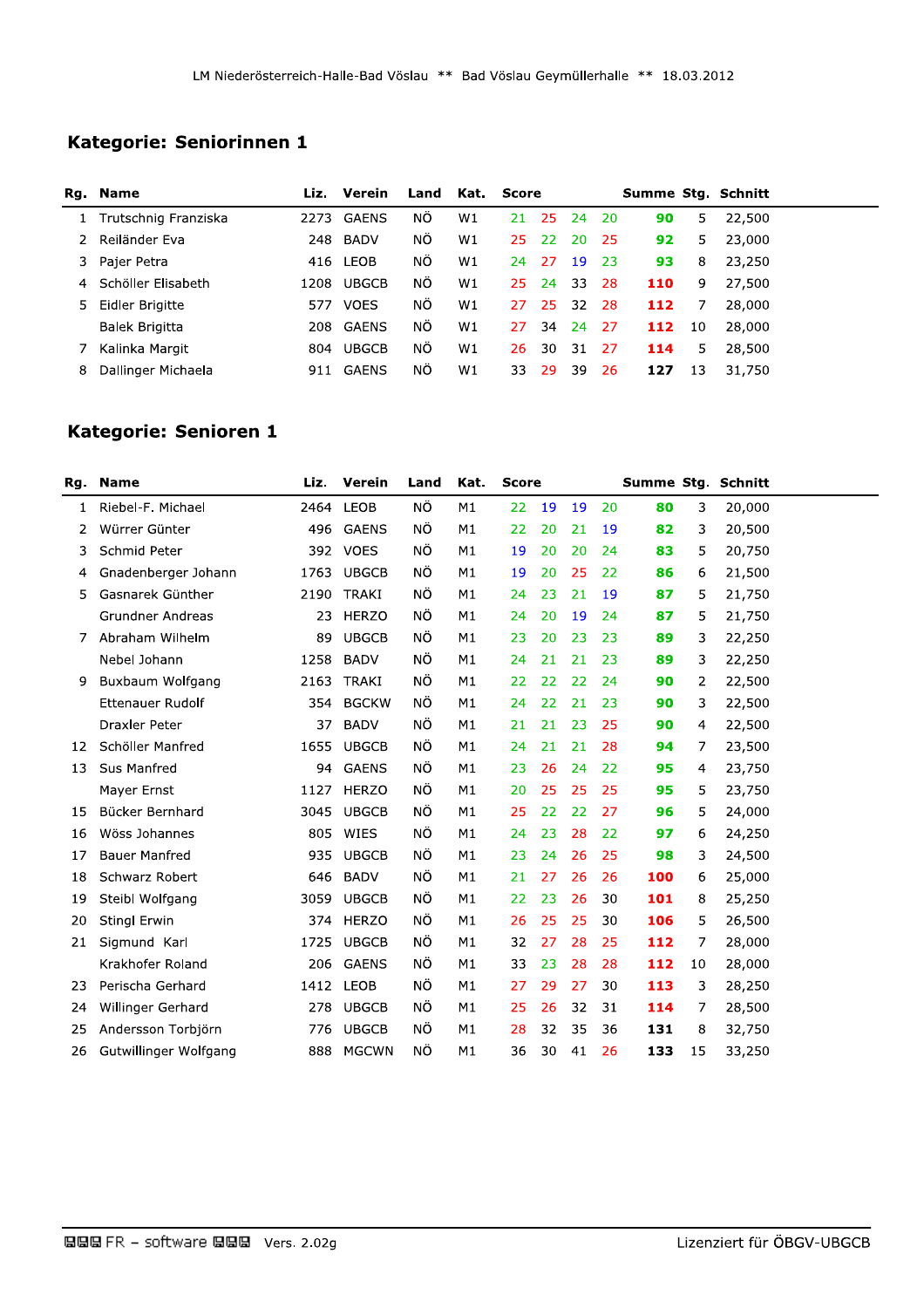LM Niederösterreich-Halle-Bad Vöslau ** Bad Vöslau Geymüllerhalle ** 18.03.2012

## Kategorie: Seniorinnen 1

| Rg. | Name | Liz. | Verein | Land | Kat. | Score | | | | Summe | Stg. | Schnitt |
|---|---|---|---|---|---|---|---|---|---|---|---|---|
| 1 | Trutschnig Franziska | 2273 | GAENS | NÖ | W1 | 21 | 25 | 24 | 20 | **90** | 5 | 22,500 |
| 2 | Reiländer Eva | 248 | BADV | NÖ | W1 | 25 | 22 | 20 | 25 | **92** | 5 | 23,000 |
| 3 | Pajer Petra | 416 | LEOB | NÖ | W1 | 24 | 27 | 19 | 23 | **93** | 8 | 23,250 |
| 4 | Schöller Elisabeth | 1208 | UBGCB | NÖ | W1 | 25 | 24 | 33 | 28 | **110** | 9 | 27,500 |
| 5 | Eidler Brigitte | 577 | VOES | NÖ | W1 | 27 | 25 | 32 | 28 | **112** | 7 | 28,000 |
| | Balek Brigitta | 208 | GAENS | NÖ | W1 | 27 | 34 | 24 | 27 | **112** | 10 | 28,000 |
| 7 | Kalinka Margit | 804 | UBGCB | NÖ | W1 | 26 | 30 | 31 | 27 | **114** | 5 | 28,500 |
| 8 | Dallinger Michaela | 911 | GAENS | NÖ | W1 | 33 | 29 | 39 | 26 | **127** | 13 | 31,750 |

## Kategorie: Senioren 1

| Rg. | Name | Liz. | Verein | Land | Kat. | Score | | | | Summe | Stg. | Schnitt |
|---|---|---|---|---|---|---|---|---|---|---|---|---|
| 1 | Riebel-F. Michael | 2464 | LEOB | NÖ | M1 | 22 | 19 | 19 | 20 | **80** | 3 | 20,000 |
| 2 | Würrer Günter | 496 | GAENS | NÖ | M1 | 22 | 20 | 21 | 19 | **82** | 3 | 20,500 |
| 3 | Schmid Peter | 392 | VOES | NÖ | M1 | 19 | 20 | 20 | 24 | **83** | 5 | 20,750 |
| 4 | Gnadenberger Johann | 1763 | UBGCB | NÖ | M1 | 19 | 20 | 25 | 22 | **86** | 6 | 21,500 |
| 5 | Gasnarek Günther | 2190 | TRAKI | NÖ | M1 | 24 | 23 | 21 | 19 | **87** | 5 | 21,750 |
| | Grundner Andreas | 23 | HERZO | NÖ | M1 | 24 | 20 | 19 | 24 | **87** | 5 | 21,750 |
| 7 | Abraham Wilhelm | 89 | UBGCB | NÖ | M1 | 23 | 20 | 23 | 23 | **89** | 3 | 22,250 |
| | Nebel Johann | 1258 | BADV | NÖ | M1 | 24 | 21 | 21 | 23 | **89** | 3 | 22,250 |
| 9 | Buxbaum Wolfgang | 2163 | TRAKI | NÖ | M1 | 22 | 22 | 22 | 24 | **90** | 2 | 22,500 |
| | Ettenauer Rudolf | 354 | BGCKW | NÖ | M1 | 24 | 22 | 21 | 23 | **90** | 3 | 22,500 |
| | Draxler Peter | 37 | BADV | NÖ | M1 | 21 | 21 | 23 | 25 | **90** | 4 | 22,500 |
| 12 | Schöller Manfred | 1655 | UBGCB | NÖ | M1 | 24 | 21 | 21 | 28 | **94** | 7 | 23,500 |
| 13 | Sus Manfred | 94 | GAENS | NÖ | M1 | 23 | 26 | 24 | 22 | **95** | 4 | 23,750 |
| | Mayer Ernst | 1127 | HERZO | NÖ | M1 | 20 | 25 | 25 | 25 | **95** | 5 | 23,750 |
| 15 | Bücker Bernhard | 3045 | UBGCB | NÖ | M1 | 25 | 22 | 22 | 27 | **96** | 5 | 24,000 |
| 16 | Wöss Johannes | 805 | WIES | NÖ | M1 | 24 | 23 | 28 | 22 | **97** | 6 | 24,250 |
| 17 | Bauer Manfred | 935 | UBGCB | NÖ | M1 | 23 | 24 | 26 | 25 | **98** | 3 | 24,500 |
| 18 | Schwarz Robert | 646 | BADV | NÖ | M1 | 21 | 27 | 26 | 26 | **100** | 6 | 25,000 |
| 19 | Steibl Wolfgang | 3059 | UBGCB | NÖ | M1 | 22 | 23 | 26 | 30 | **101** | 8 | 25,250 |
| 20 | Stingl Erwin | 374 | HERZO | NÖ | M1 | 26 | 25 | 25 | 30 | **106** | 5 | 26,500 |
| 21 | Sigmund Karl | 1725 | UBGCB | NÖ | M1 | 32 | 27 | 28 | 25 | **112** | 7 | 28,000 |
| | Krakhofer Roland | 206 | GAENS | NÖ | M1 | 33 | 23 | 28 | 28 | **112** | 10 | 28,000 |
| 23 | Perischa Gerhard | 1412 | LEOB | NÖ | M1 | 27 | 29 | 27 | 30 | **113** | 3 | 28,250 |
| 24 | Willinger Gerhard | 278 | UBGCB | NÖ | M1 | 25 | 26 | 32 | 31 | **114** | 7 | 28,500 |
| 25 | Andersson Torbjörn | 776 | UBGCB | NÖ | M1 | 28 | 32 | 35 | 36 | **131** | 8 | 32,750 |
| 26 | Gutwillinger Wolfgang | 888 | MGCWN | NÖ | M1 | 36 | 30 | 41 | 26 | **133** | 15 | 33,250 |

FR – software Vers. 2.02g Lizenziert für ÖBGV-UBGCB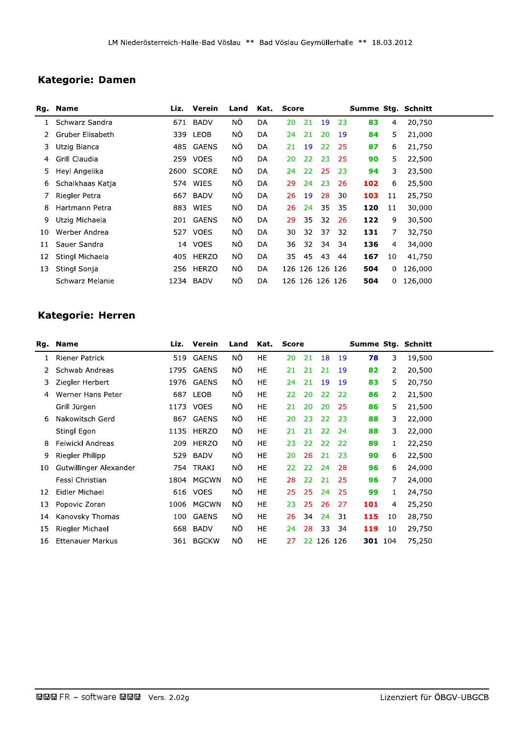LM Niederösterreich-Halle-Bad Vöslau ** Bad Vöslau Geymüllerhalle ** 18.03.2012

## Kategorie: Damen

| Rg. | Name | Liz. | Verein | Land | Kat. | Score | | | | Summe | Stg. | Schnitt |
|---|---|---|---|---|---|---|---|---|---|---|---|---|
| 1 | Schwarz Sandra | 671 | BADV | NÖ | DA | 20 | 21 | 19 | 23 | **83** | 4 | 20,750 |
| 2 | Gruber Elisabeth | 339 | LEOB | NÖ | DA | 24 | 21 | 20 | 19 | **84** | 5 | 21,000 |
| 3 | Utzig Bianca | 485 | GAENS | NÖ | DA | 21 | 19 | 22 | 25 | **87** | 6 | 21,750 |
| 4 | Grill Claudia | 259 | VOES | NÖ | DA | 20 | 22 | 23 | 25 | **90** | 5 | 22,500 |
| 5 | Heyl Angelika | 2600 | SCORE | NÖ | DA | 24 | 22 | 25 | 23 | **94** | 3 | 23,500 |
| 6 | Schalkhaas Katja | 574 | WIES | NÖ | DA | 29 | 24 | 23 | 26 | **102** | 6 | 25,500 |
| 7 | Riegler Petra | 667 | BADV | NÖ | DA | 26 | 19 | 28 | 30 | **103** | 11 | 25,750 |
| 8 | Hartmann Petra | 883 | WIES | NÖ | DA | 26 | 24 | 35 | 35 | **120** | 11 | 30,000 |
| 9 | Utzig Michaela | 201 | GAENS | NÖ | DA | 29 | 35 | 32 | 26 | **122** | 9 | 30,500 |
| 10 | Werber Andrea | 527 | VOES | NÖ | DA | 30 | 32 | 37 | 32 | **131** | 7 | 32,750 |
| 11 | Sauer Sandra | 14 | VOES | NÖ | DA | 36 | 32 | 34 | 34 | **136** | 4 | 34,000 |
| 12 | Stingl Michaela | 405 | HERZO | NÖ | DA | 35 | 45 | 43 | 44 | **167** | 10 | 41,750 |
| 13 | Stingl Sonja | 256 | HERZO | NÖ | DA | 126 | 126 | 126 | 126 | **504** | 0 | 126,000 |
| | Schwarz Melanie | 1234 | BADV | NÖ | DA | 126 | 126 | 126 | 126 | **504** | 0 | 126,000 |

## Kategorie: Herren

| Rg. | Name | Liz. | Verein | Land | Kat. | Score | | | | Summe | Stg. | Schnitt |
|---|---|---|---|---|---|---|---|---|---|---|---|---|
| 1 | Riener Patrick | 519 | GAENS | NÖ | HE | 20 | 21 | 18 | 19 | **78** | 3 | 19,500 |
| 2 | Schwab Andreas | 1795 | GAENS | NÖ | HE | 21 | 21 | 21 | 19 | **82** | 2 | 20,500 |
| 3 | Ziegler Herbert | 1976 | GAENS | NÖ | HE | 24 | 21 | 19 | 19 | **83** | 5 | 20,750 |
| 4 | Werner Hans Peter | 687 | LEOB | NÖ | HE | 22 | 20 | 22 | 22 | **86** | 2 | 21,500 |
| | Grill Jürgen | 1173 | VOES | NÖ | HE | 21 | 20 | 20 | 25 | **86** | 5 | 21,500 |
| 6 | Nakowitsch Gerd | 867 | GAENS | NÖ | HE | 20 | 23 | 22 | 23 | **88** | 3 | 22,000 |
| | Stingl Egon | 1135 | HERZO | NÖ | HE | 21 | 21 | 22 | 24 | **88** | 3 | 22,000 |
| 8 | Feiwickl Andreas | 209 | HERZO | NÖ | HE | 23 | 22 | 22 | 22 | **89** | 1 | 22,250 |
| 9 | Riegler Philipp | 529 | BADV | NÖ | HE | 20 | 26 | 21 | 23 | **90** | 6 | 22,500 |
| 10 | Gutwillinger Alexander | 754 | TRAKI | NÖ | HE | 22 | 22 | 24 | 28 | **96** | 6 | 24,000 |
| | Fessl Christian | 1804 | MGCWN | NÖ | HE | 28 | 22 | 21 | 25 | **96** | 7 | 24,000 |
| 12 | Eidler Michael | 616 | VOES | NÖ | HE | 25 | 25 | 24 | 25 | **99** | 1 | 24,750 |
| 13 | Popovic Zoran | 1006 | MGCWN | NÖ | HE | 23 | 25 | 26 | 27 | **101** | 4 | 25,250 |
| 14 | Kanovsky Thomas | 100 | GAENS | NÖ | HE | 26 | 34 | 24 | 31 | **115** | 10 | 28,750 |
| 15 | Riegler Michael | 668 | BADV | NÖ | HE | 24 | 28 | 33 | 34 | **119** | 10 | 29,750 |
| 16 | Ettenauer Markus | 361 | BGCKW | NÖ | HE | 27 | 22 | 126 | 126 | **301** | 104 | 75,250 |

FR – software Vers. 2.02g — Lizenziert für ÖBGV-UBGCB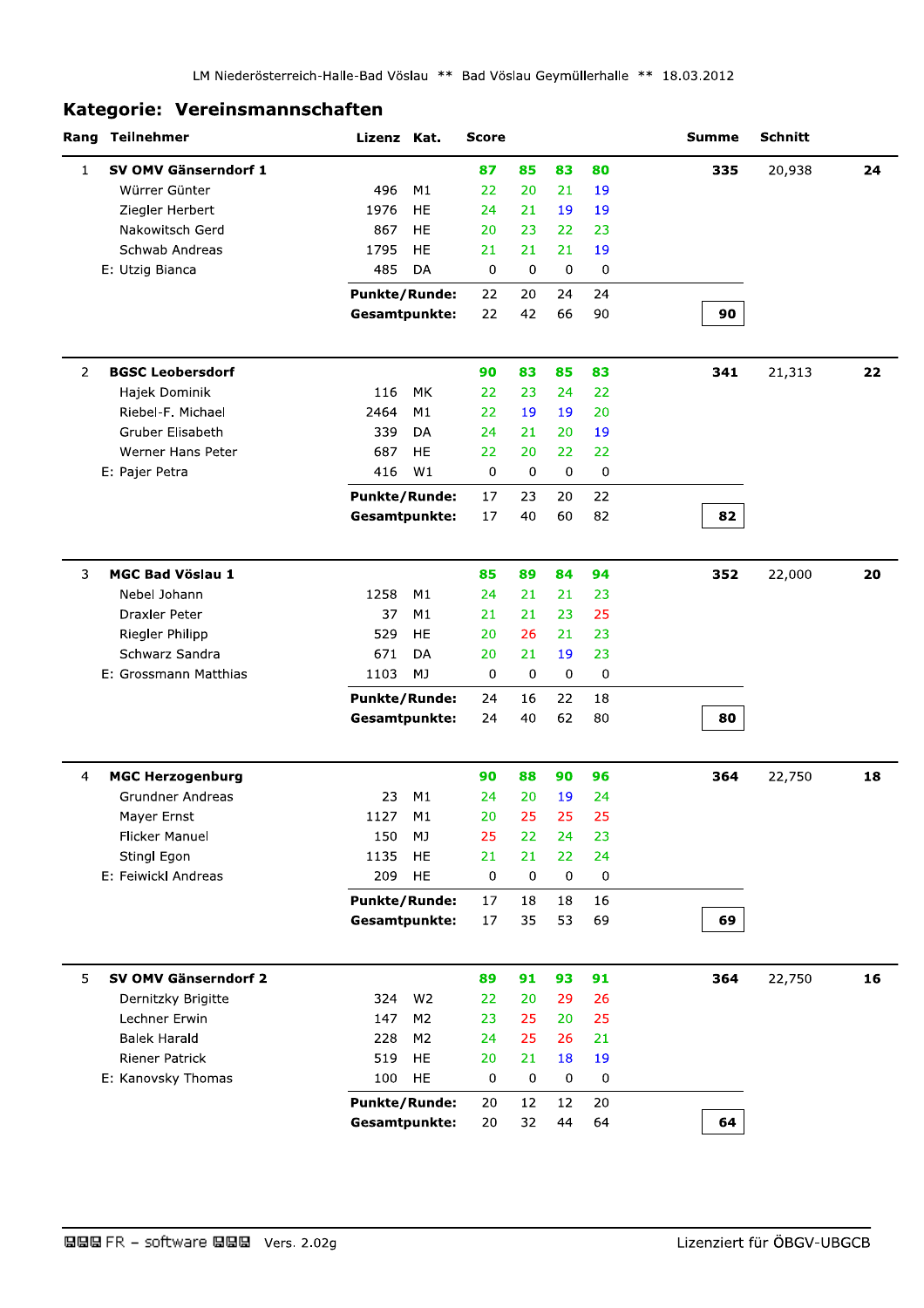LM Niederösterreich-Halle-Bad Vöslau ** Bad Vöslau Geymüllerhalle ** 18.03.2012

## Kategorie: Vereinsmannschaften

| Rang | Teilnehmer | Lizenz | Kat. | Score | | | | Summe | Schnitt | |
|---|---|---|---|---|---|---|---|---|---|---|
| 1 | **SV OMV Gänserndorf 1** | | | **87** | **85** | **83** | **80** | **335** | 20,938 | **24** |
| | Würrer Günter | 496 | M1 | 22 | 20 | 21 | 19 | | | |
| | Ziegler Herbert | 1976 | HE | 24 | 21 | 19 | 19 | | | |
| | Nakowitsch Gerd | 867 | HE | 20 | 23 | 22 | 23 | | | |
| | Schwab Andreas | 1795 | HE | 21 | 21 | 21 | 19 | | | |
| | E: Utzig Bianca | 485 | DA | 0 | 0 | 0 | 0 | | | |
| | | **Punkte/Runde:** | | 22 | 20 | 24 | 24 | | | |
| | | **Gesamtpunkte:** | | 22 | 42 | 66 | 90 | **90** | | |
| 2 | **BGSC Leobersdorf** | | | **90** | **83** | **85** | **83** | **341** | 21,313 | **22** |
| | Hajek Dominik | 116 | MK | 22 | 23 | 24 | 22 | | | |
| | Riebel-F. Michael | 2464 | M1 | 22 | 19 | 19 | 20 | | | |
| | Gruber Elisabeth | 339 | DA | 24 | 21 | 20 | 19 | | | |
| | Werner Hans Peter | 687 | HE | 22 | 20 | 22 | 22 | | | |
| | E: Pajer Petra | 416 | W1 | 0 | 0 | 0 | 0 | | | |
| | | **Punkte/Runde:** | | 17 | 23 | 20 | 22 | | | |
| | | **Gesamtpunkte:** | | 17 | 40 | 60 | 82 | **82** | | |
| 3 | **MGC Bad Vöslau 1** | | | **85** | **89** | **84** | **94** | **352** | 22,000 | **20** |
| | Nebel Johann | 1258 | M1 | 24 | 21 | 21 | 23 | | | |
| | Draxler Peter | 37 | M1 | 21 | 21 | 23 | 25 | | | |
| | Riegler Philipp | 529 | HE | 20 | 26 | 21 | 23 | | | |
| | Schwarz Sandra | 671 | DA | 20 | 21 | 19 | 23 | | | |
| | E: Grossmann Matthias | 1103 | MJ | 0 | 0 | 0 | 0 | | | |
| | | **Punkte/Runde:** | | 24 | 16 | 22 | 18 | | | |
| | | **Gesamtpunkte:** | | 24 | 40 | 62 | 80 | **80** | | |
| 4 | **MGC Herzogenburg** | | | **90** | **88** | **90** | **96** | **364** | 22,750 | **18** |
| | Grundner Andreas | 23 | M1 | 24 | 20 | 19 | 24 | | | |
| | Mayer Ernst | 1127 | M1 | 20 | 25 | 25 | 25 | | | |
| | Flicker Manuel | 150 | MJ | 25 | 22 | 24 | 23 | | | |
| | Stingl Egon | 1135 | HE | 21 | 21 | 22 | 24 | | | |
| | E: Feiwickl Andreas | 209 | HE | 0 | 0 | 0 | 0 | | | |
| | | **Punkte/Runde:** | | 17 | 18 | 18 | 16 | | | |
| | | **Gesamtpunkte:** | | 17 | 35 | 53 | 69 | **69** | | |
| 5 | **SV OMV Gänserndorf 2** | | | **89** | **91** | **93** | **91** | **364** | 22,750 | **16** |
| | Dernitzky Brigitte | 324 | W2 | 22 | 20 | 29 | 26 | | | |
| | Lechner Erwin | 147 | M2 | 23 | 25 | 20 | 25 | | | |
| | Balek Harald | 228 | M2 | 24 | 25 | 26 | 21 | | | |
| | Riener Patrick | 519 | HE | 20 | 21 | 18 | 19 | | | |
| | E: Kanovsky Thomas | 100 | HE | 0 | 0 | 0 | 0 | | | |
| | | **Punkte/Runde:** | | 20 | 12 | 12 | 20 | | | |
| | | **Gesamtpunkte:** | | 20 | 32 | 44 | 64 | **64** | | |

FR – software Vers. 2.02g — Lizenziert für ÖBGV-UBGCB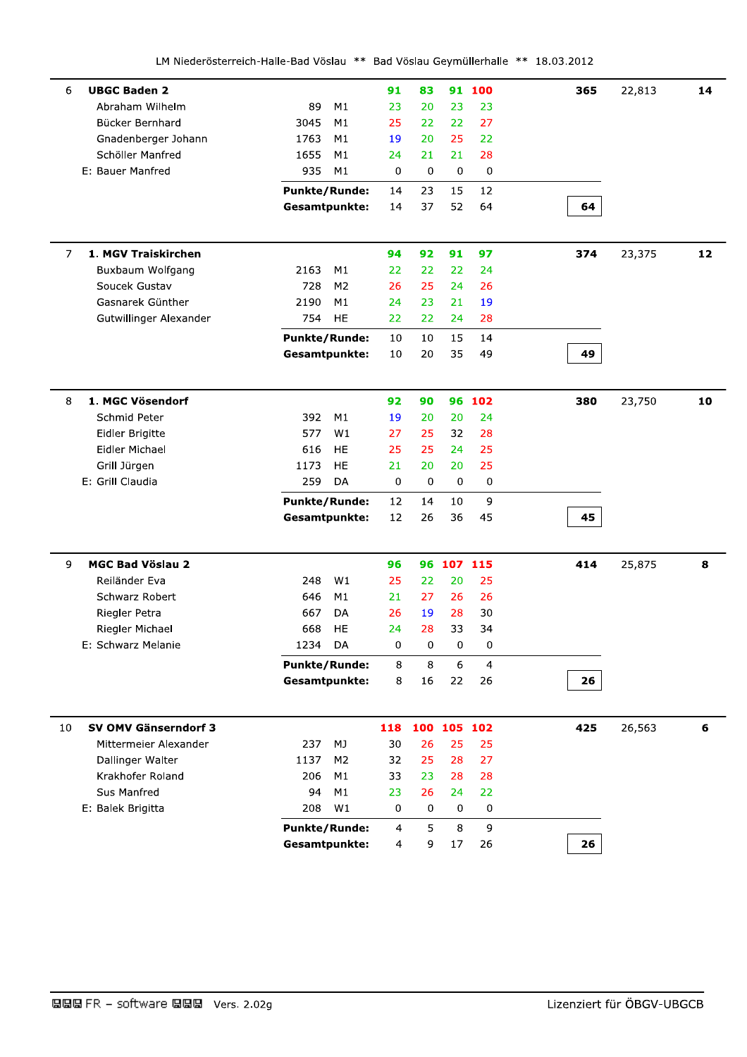LM Niederösterreich-Halle-Bad Vöslau ** Bad Vöslau Geymüllerhalle ** 18.03.2012

| Rang | Mannschaft / Spieler | Nr. | Kl. | R1 | R2 | R3 | R4 | Gesamt | Schnitt | Punkte |
|---|---|---|---|---|---|---|---|---|---|---|
| 6 | **UBGC Baden 2** | | | **91** | **83** | **91** | **100** | **365** | 22,813 | **14** |
| | Abraham Wilhelm | 89 | M1 | 23 | 20 | 23 | 23 | | | |
| | Bücker Bernhard | 3045 | M1 | 25 | 22 | 22 | 27 | | | |
| | Gnadenberger Johann | 1763 | M1 | 19 | 20 | 25 | 22 | | | |
| | Schöller Manfred | 1655 | M1 | 24 | 21 | 21 | 28 | | | |
| | E: Bauer Manfred | 935 | M1 | 0 | 0 | 0 | 0 | | | |
| | | | **Punkte/Runde:** | 14 | 23 | 15 | 12 | | | |
| | | | **Gesamtpunkte:** | 14 | 37 | 52 | 64 | **64** | | |
| 7 | **1. MGV Traiskirchen** | | | **94** | **92** | **91** | **97** | **374** | 23,375 | **12** |
| | Buxbaum Wolfgang | 2163 | M1 | 22 | 22 | 22 | 24 | | | |
| | Soucek Gustav | 728 | M2 | 26 | 25 | 24 | 26 | | | |
| | Gasnarek Günther | 2190 | M1 | 24 | 23 | 21 | 19 | | | |
| | Gutwillinger Alexander | 754 | HE | 22 | 22 | 24 | 28 | | | |
| | | | **Punkte/Runde:** | 10 | 10 | 15 | 14 | | | |
| | | | **Gesamtpunkte:** | 10 | 20 | 35 | 49 | **49** | | |
| 8 | **1. MGC Vösendorf** | | | **92** | **90** | **96** | **102** | **380** | 23,750 | **10** |
| | Schmid Peter | 392 | M1 | 19 | 20 | 20 | 24 | | | |
| | Eidler Brigitte | 577 | W1 | 27 | 25 | 32 | 28 | | | |
| | Eidler Michael | 616 | HE | 25 | 25 | 24 | 25 | | | |
| | Grill Jürgen | 1173 | HE | 21 | 20 | 20 | 25 | | | |
| | E: Grill Claudia | 259 | DA | 0 | 0 | 0 | 0 | | | |
| | | | **Punkte/Runde:** | 12 | 14 | 10 | 9 | | | |
| | | | **Gesamtpunkte:** | 12 | 26 | 36 | 45 | **45** | | |
| 9 | **MGC Bad Vöslau 2** | | | **96** | **96** | **107** | **115** | **414** | 25,875 | **8** |
| | Reiländer Eva | 248 | W1 | 25 | 22 | 20 | 25 | | | |
| | Schwarz Robert | 646 | M1 | 21 | 27 | 26 | 26 | | | |
| | Riegler Petra | 667 | DA | 26 | 19 | 28 | 30 | | | |
| | Riegler Michael | 668 | HE | 24 | 28 | 33 | 34 | | | |
| | E: Schwarz Melanie | 1234 | DA | 0 | 0 | 0 | 0 | | | |
| | | | **Punkte/Runde:** | 8 | 8 | 6 | 4 | | | |
| | | | **Gesamtpunkte:** | 8 | 16 | 22 | 26 | **26** | | |
| 10 | **SV OMV Gänserndorf 3** | | | **118** | **100** | **105** | **102** | **425** | 26,563 | **6** |
| | Mittermeier Alexander | 237 | MJ | 30 | 26 | 25 | 25 | | | |
| | Dallinger Walter | 1137 | M2 | 32 | 25 | 28 | 27 | | | |
| | Krakhofer Roland | 206 | M1 | 33 | 23 | 28 | 28 | | | |
| | Sus Manfred | 94 | M1 | 23 | 26 | 24 | 22 | | | |
| | E: Balek Brigitta | 208 | W1 | 0 | 0 | 0 | 0 | | | |
| | | | **Punkte/Runde:** | 4 | 5 | 8 | 9 | | | |
| | | | **Gesamtpunkte:** | 4 | 9 | 17 | 26 | **26** | | |

FR - software Vers. 2.02g — Lizenziert für ÖBGV-UBGCB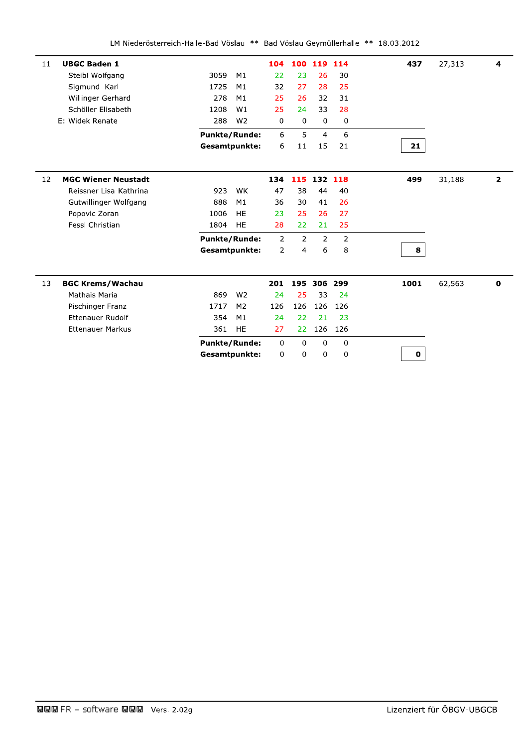LM Niederösterreich-Halle-Bad Vöslau ** Bad Vöslau Geymüllerhalle ** 18.03.2012

| | | | | R1 | R2 | R3 | R4 | Gesamt | Schnitt | Pkt |
|---|---|---|---|---|---|---|---|---|---|---|
| 11 | **UBGC Baden 1** | | | **104** | **100** | **119** | **114** | **437** | 27,313 | **4** |
| | Steibl Wolfgang | 3059 | M1 | 22 | 23 | 26 | 30 | | | |
| | Sigmund Karl | 1725 | M1 | 32 | 27 | 28 | 25 | | | |
| | Willinger Gerhard | 278 | M1 | 25 | 26 | 32 | 31 | | | |
| | Schöller Elisabeth | 1208 | W1 | 25 | 24 | 33 | 28 | | | |
| | E: Widek Renate | 288 | W2 | 0 | 0 | 0 | 0 | | | |
| | | | **Punkte/Runde:** | 6 | 5 | 4 | 6 | | | |
| | | | **Gesamtpunkte:** | 6 | 11 | 15 | 21 | **21** | | |
| 12 | **MGC Wiener Neustadt** | | | **134** | **115** | **132** | **118** | **499** | 31,188 | **2** |
| | Reissner Lisa-Kathrina | 923 | WK | 47 | 38 | 44 | 40 | | | |
| | Gutwillinger Wolfgang | 888 | M1 | 36 | 30 | 41 | 26 | | | |
| | Popovic Zoran | 1006 | HE | 23 | 25 | 26 | 27 | | | |
| | Fessl Christian | 1804 | HE | 28 | 22 | 21 | 25 | | | |
| | | | **Punkte/Runde:** | 2 | 2 | 2 | 2 | | | |
| | | | **Gesamtpunkte:** | 2 | 4 | 6 | 8 | **8** | | |
| 13 | **BGC Krems/Wachau** | | | **201** | **195** | **306** | **299** | **1001** | 62,563 | **0** |
| | Mathais Maria | 869 | W2 | 24 | 25 | 33 | 24 | | | |
| | Pischinger Franz | 1717 | M2 | 126 | 126 | 126 | 126 | | | |
| | Ettenauer Rudolf | 354 | M1 | 24 | 22 | 21 | 23 | | | |
| | Ettenauer Markus | 361 | HE | 27 | 22 | 126 | 126 | | | |
| | | | **Punkte/Runde:** | 0 | 0 | 0 | 0 | | | |
| | | | **Gesamtpunkte:** | 0 | 0 | 0 | 0 | **0** | | |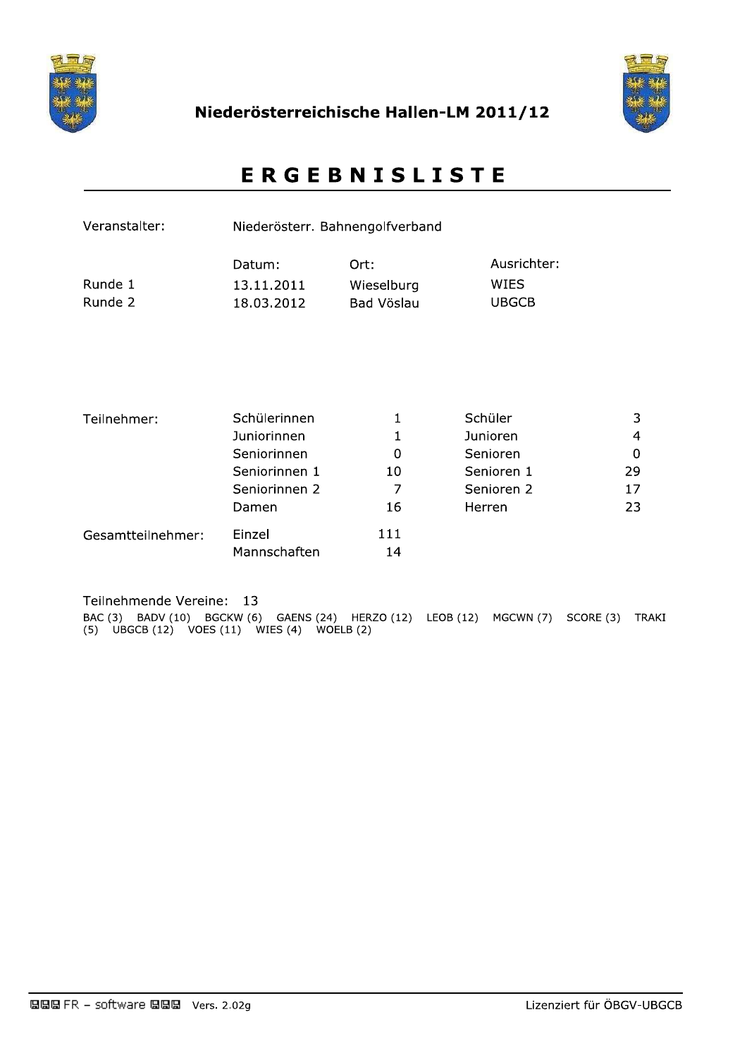# Niederösterreichische Hallen-LM 2011/12

## E R G E B N I S L I S T E

| | | | |
|---|---|---|---|
| Veranstalter: | Niederösterr. Bahnengolfverband | | |
| | Datum: | Ort: | Ausrichter: |
| Runde 1 | 13.11.2011 | Wieselburg | WIES |
| Runde 2 | 18.03.2012 | Bad Vöslau | UBGCB |

| | | | | |
|---|---|---|---|---|
| Teilnehmer: | Schülerinnen | 1 | Schüler | 3 |
| | Juniorinnen | 1 | Junioren | 4 |
| | Seniorinnen | 0 | Senioren | 0 |
| | Seniorinnen 1 | 10 | Senioren 1 | 29 |
| | Seniorinnen 2 | 7 | Senioren 2 | 17 |
| | Damen | 16 | Herren | 23 |
| Gesamtteilnehmer: | Einzel | 111 | | |
| | Mannschaften | 14 | | |

Teilnehmende Vereine: 13

BAC (3) BADV (10) BGCKW (6) GAENS (24) HERZO (12) LEOB (12) MGCWN (7) SCORE (3) TRAKI (5) UBGCB (12) VOES (11) WIES (4) WOELB (2)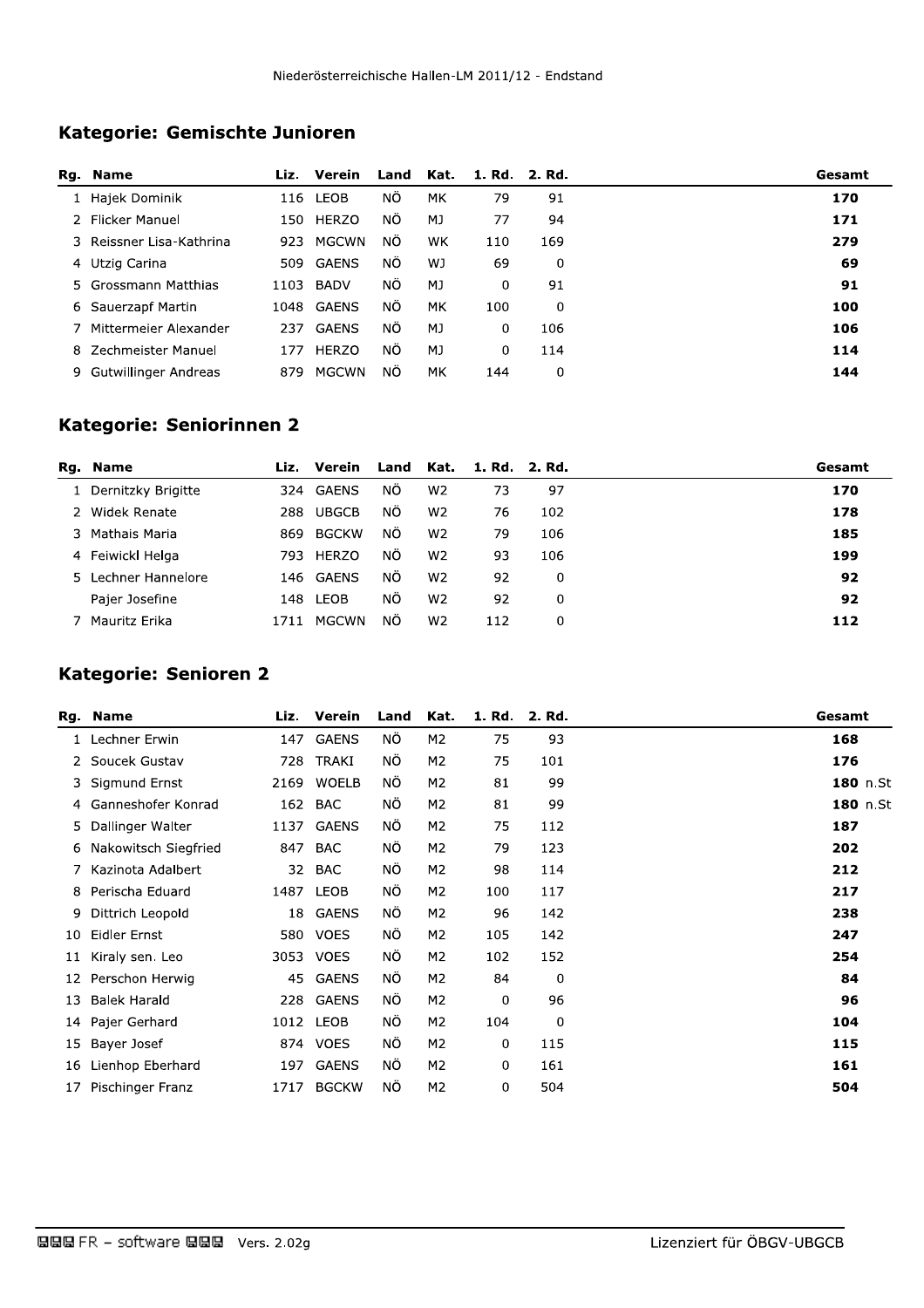## Kategorie: Gemischte Junioren

| Rg. | Name | Liz. | Verein | Land | Kat. | 1. Rd. | 2. Rd. | Gesamt |
|---|---|---|---|---|---|---|---|---|
| 1 | Hajek Dominik | 116 | LEOB | NÖ | MK | 79 | 91 | **170** |
| 2 | Flicker Manuel | 150 | HERZO | NÖ | MJ | 77 | 94 | **171** |
| 3 | Reissner Lisa-Kathrina | 923 | MGCWN | NÖ | WK | 110 | 169 | **279** |
| 4 | Utzig Carina | 509 | GAENS | NÖ | WJ | 69 | 0 | **69** |
| 5 | Grossmann Matthias | 1103 | BADV | NÖ | MJ | 0 | 91 | **91** |
| 6 | Sauerzapf Martin | 1048 | GAENS | NÖ | MK | 100 | 0 | **100** |
| 7 | Mittermeier Alexander | 237 | GAENS | NÖ | MJ | 0 | 106 | **106** |
| 8 | Zechmeister Manuel | 177 | HERZO | NÖ | MJ | 0 | 114 | **114** |
| 9 | Gutwillinger Andreas | 879 | MGCWN | NÖ | MK | 144 | 0 | **144** |

## Kategorie: Seniorinnen 2

| Rg. | Name | Liz. | Verein | Land | Kat. | 1. Rd. | 2. Rd. | Gesamt |
|---|---|---|---|---|---|---|---|---|
| 1 | Dernitzky Brigitte | 324 | GAENS | NÖ | W2 | 73 | 97 | **170** |
| 2 | Widek Renate | 288 | UBGCB | NÖ | W2 | 76 | 102 | **178** |
| 3 | Mathais Maria | 869 | BGCKW | NÖ | W2 | 79 | 106 | **185** |
| 4 | Feiwickl Helga | 793 | HERZO | NÖ | W2 | 93 | 106 | **199** |
| 5 | Lechner Hannelore | 146 | GAENS | NÖ | W2 | 92 | 0 | **92** |
| | Pajer Josefine | 148 | LEOB | NÖ | W2 | 92 | 0 | **92** |
| 7 | Mauritz Erika | 1711 | MGCWN | NÖ | W2 | 112 | 0 | **112** |

## Kategorie: Senioren 2

| Rg. | Name | Liz. | Verein | Land | Kat. | 1. Rd. | 2. Rd. | Gesamt |
|---|---|---|---|---|---|---|---|---|
| 1 | Lechner Erwin | 147 | GAENS | NÖ | M2 | 75 | 93 | **168** |
| 2 | Soucek Gustav | 728 | TRAKI | NÖ | M2 | 75 | 101 | **176** |
| 3 | Sigmund Ernst | 2169 | WOELB | NÖ | M2 | 81 | 99 | **180** n.St |
| 4 | Ganneshofer Konrad | 162 | BAC | NÖ | M2 | 81 | 99 | **180** n.St |
| 5 | Dallinger Walter | 1137 | GAENS | NÖ | M2 | 75 | 112 | **187** |
| 6 | Nakowitsch Siegfried | 847 | BAC | NÖ | M2 | 79 | 123 | **202** |
| 7 | Kazinota Adalbert | 32 | BAC | NÖ | M2 | 98 | 114 | **212** |
| 8 | Perischa Eduard | 1487 | LEOB | NÖ | M2 | 100 | 117 | **217** |
| 9 | Dittrich Leopold | 18 | GAENS | NÖ | M2 | 96 | 142 | **238** |
| 10 | Eidler Ernst | 580 | VOES | NÖ | M2 | 105 | 142 | **247** |
| 11 | Kiraly sen. Leo | 3053 | VOES | NÖ | M2 | 102 | 152 | **254** |
| 12 | Perschon Herwig | 45 | GAENS | NÖ | M2 | 84 | 0 | **84** |
| 13 | Balek Harald | 228 | GAENS | NÖ | M2 | 0 | 96 | **96** |
| 14 | Pajer Gerhard | 1012 | LEOB | NÖ | M2 | 104 | 0 | **104** |
| 15 | Bayer Josef | 874 | VOES | NÖ | M2 | 0 | 115 | **115** |
| 16 | Lienhop Eberhard | 197 | GAENS | NÖ | M2 | 0 | 161 | **161** |
| 17 | Pischinger Franz | 1717 | BGCKW | NÖ | M2 | 0 | 504 | **504** |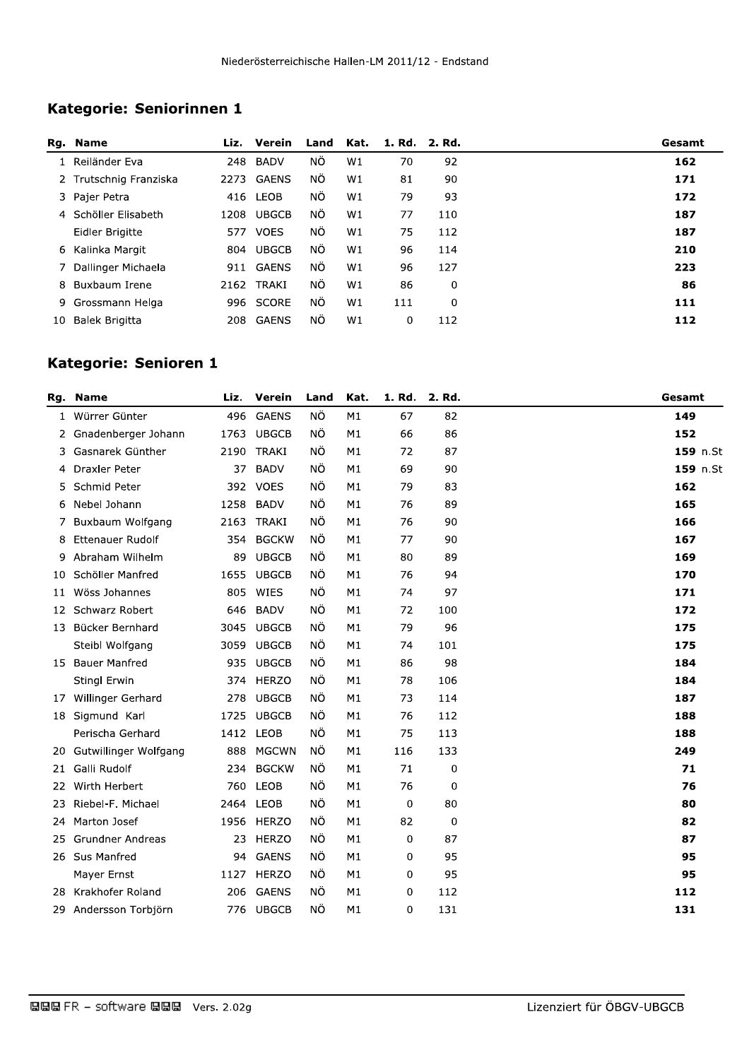Niederösterreichische Hallen-LM 2011/12 - Endstand

## Kategorie: Seniorinnen 1

| Rg. | Name | Liz. | Verein | Land | Kat. | 1. Rd. | 2. Rd. | Gesamt |
|---|---|---|---|---|---|---|---|---|
| 1 | Reiländer Eva | 248 | BADV | NÖ | W1 | 70 | 92 | **162** |
| 2 | Trutschnig Franziska | 2273 | GAENS | NÖ | W1 | 81 | 90 | **171** |
| 3 | Pajer Petra | 416 | LEOB | NÖ | W1 | 79 | 93 | **172** |
| 4 | Schöller Elisabeth | 1208 | UBGCB | NÖ | W1 | 77 | 110 | **187** |
| | Eidler Brigitte | 577 | VOES | NÖ | W1 | 75 | 112 | **187** |
| 6 | Kalinka Margit | 804 | UBGCB | NÖ | W1 | 96 | 114 | **210** |
| 7 | Dallinger Michaela | 911 | GAENS | NÖ | W1 | 96 | 127 | **223** |
| 8 | Buxbaum Irene | 2162 | TRAKI | NÖ | W1 | 86 | 0 | **86** |
| 9 | Grossmann Helga | 996 | SCORE | NÖ | W1 | 111 | 0 | **111** |
| 10 | Balek Brigitta | 208 | GAENS | NÖ | W1 | 0 | 112 | **112** |

## Kategorie: Senioren 1

| Rg. | Name | Liz. | Verein | Land | Kat. | 1. Rd. | 2. Rd. | Gesamt |
|---|---|---|---|---|---|---|---|---|
| 1 | Würrer Günter | 496 | GAENS | NÖ | M1 | 67 | 82 | **149** |
| 2 | Gnadenberger Johann | 1763 | UBGCB | NÖ | M1 | 66 | 86 | **152** |
| 3 | Gasnarek Günther | 2190 | TRAKI | NÖ | M1 | 72 | 87 | **159** n.St |
| 4 | Draxler Peter | 37 | BADV | NÖ | M1 | 69 | 90 | **159** n.St |
| 5 | Schmid Peter | 392 | VOES | NÖ | M1 | 79 | 83 | **162** |
| 6 | Nebel Johann | 1258 | BADV | NÖ | M1 | 76 | 89 | **165** |
| 7 | Buxbaum Wolfgang | 2163 | TRAKI | NÖ | M1 | 76 | 90 | **166** |
| 8 | Ettenauer Rudolf | 354 | BGCKW | NÖ | M1 | 77 | 90 | **167** |
| 9 | Abraham Wilhelm | 89 | UBGCB | NÖ | M1 | 80 | 89 | **169** |
| 10 | Schöller Manfred | 1655 | UBGCB | NÖ | M1 | 76 | 94 | **170** |
| 11 | Wöss Johannes | 805 | WIES | NÖ | M1 | 74 | 97 | **171** |
| 12 | Schwarz Robert | 646 | BADV | NÖ | M1 | 72 | 100 | **172** |
| 13 | Bücker Bernhard | 3045 | UBGCB | NÖ | M1 | 79 | 96 | **175** |
| | Steibl Wolfgang | 3059 | UBGCB | NÖ | M1 | 74 | 101 | **175** |
| 15 | Bauer Manfred | 935 | UBGCB | NÖ | M1 | 86 | 98 | **184** |
| | Stingl Erwin | 374 | HERZO | NÖ | M1 | 78 | 106 | **184** |
| 17 | Willinger Gerhard | 278 | UBGCB | NÖ | M1 | 73 | 114 | **187** |
| 18 | Sigmund Karl | 1725 | UBGCB | NÖ | M1 | 76 | 112 | **188** |
| | Perischa Gerhard | 1412 | LEOB | NÖ | M1 | 75 | 113 | **188** |
| 20 | Gutwillinger Wolfgang | 888 | MGCWN | NÖ | M1 | 116 | 133 | **249** |
| 21 | Galli Rudolf | 234 | BGCKW | NÖ | M1 | 71 | 0 | **71** |
| 22 | Wirth Herbert | 760 | LEOB | NÖ | M1 | 76 | 0 | **76** |
| 23 | Riebel-F. Michael | 2464 | LEOB | NÖ | M1 | 0 | 80 | **80** |
| 24 | Marton Josef | 1956 | HERZO | NÖ | M1 | 82 | 0 | **82** |
| 25 | Grundner Andreas | 23 | HERZO | NÖ | M1 | 0 | 87 | **87** |
| 26 | Sus Manfred | 94 | GAENS | NÖ | M1 | 0 | 95 | **95** |
| | Mayer Ernst | 1127 | HERZO | NÖ | M1 | 0 | 95 | **95** |
| 28 | Krakhofer Roland | 206 | GAENS | NÖ | M1 | 0 | 112 | **112** |
| 29 | Andersson Torbjörn | 776 | UBGCB | NÖ | M1 | 0 | 131 | **131** |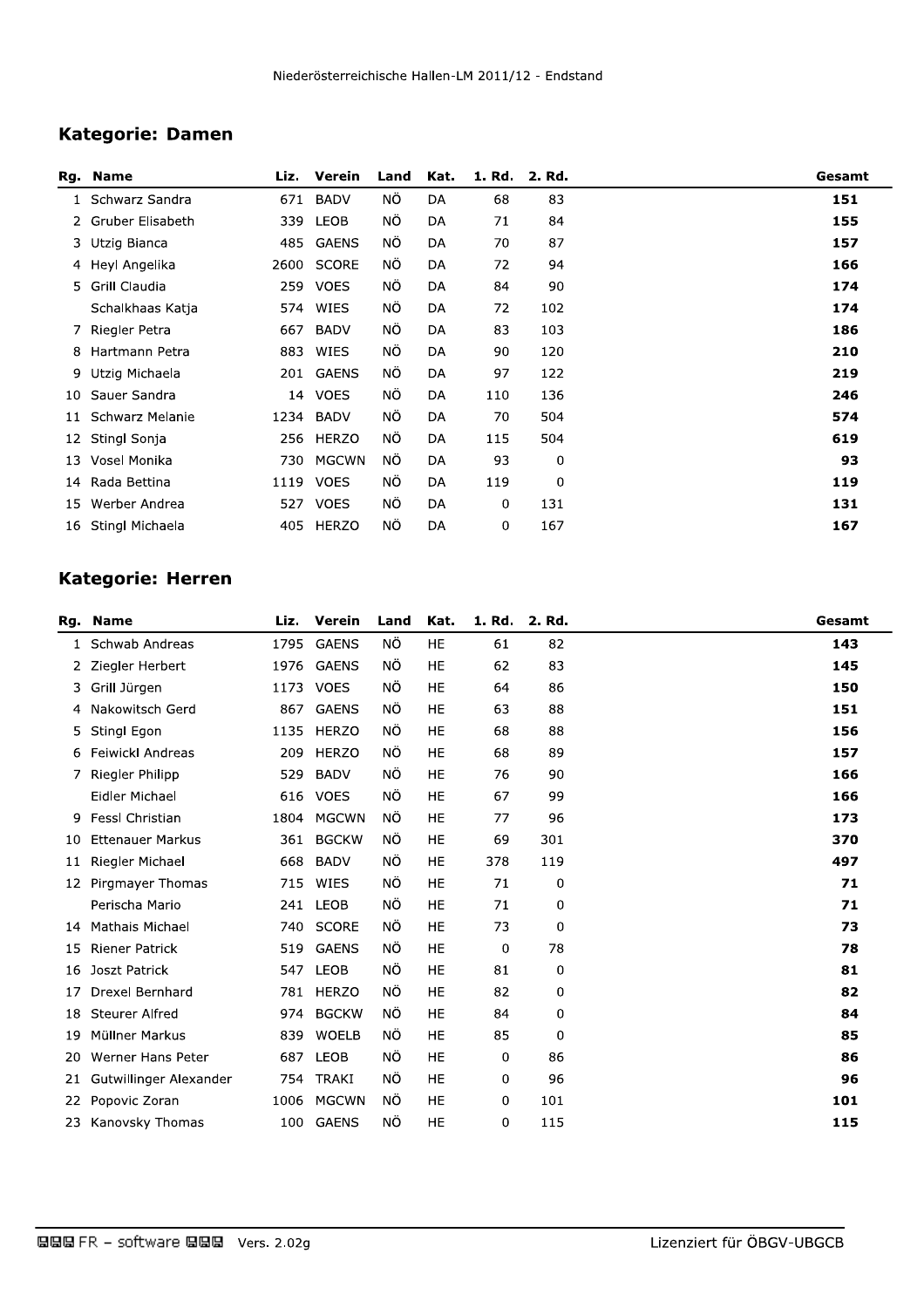Niederösterreichische Hallen-LM 2011/12 - Endstand

## Kategorie: Damen

| Rg. | Name | Liz. | Verein | Land | Kat. | 1. Rd. | 2. Rd. | Gesamt |
|---|---|---|---|---|---|---|---|---|
| 1 | Schwarz Sandra | 671 | BADV | NÖ | DA | 68 | 83 | **151** |
| 2 | Gruber Elisabeth | 339 | LEOB | NÖ | DA | 71 | 84 | **155** |
| 3 | Utzig Bianca | 485 | GAENS | NÖ | DA | 70 | 87 | **157** |
| 4 | Heyl Angelika | 2600 | SCORE | NÖ | DA | 72 | 94 | **166** |
| 5 | Grill Claudia | 259 | VOES | NÖ | DA | 84 | 90 | **174** |
| | Schalkhaas Katja | 574 | WIES | NÖ | DA | 72 | 102 | **174** |
| 7 | Riegler Petra | 667 | BADV | NÖ | DA | 83 | 103 | **186** |
| 8 | Hartmann Petra | 883 | WIES | NÖ | DA | 90 | 120 | **210** |
| 9 | Utzig Michaela | 201 | GAENS | NÖ | DA | 97 | 122 | **219** |
| 10 | Sauer Sandra | 14 | VOES | NÖ | DA | 110 | 136 | **246** |
| 11 | Schwarz Melanie | 1234 | BADV | NÖ | DA | 70 | 504 | **574** |
| 12 | Stingl Sonja | 256 | HERZO | NÖ | DA | 115 | 504 | **619** |
| 13 | Vosel Monika | 730 | MGCWN | NÖ | DA | 93 | 0 | **93** |
| 14 | Rada Bettina | 1119 | VOES | NÖ | DA | 119 | 0 | **119** |
| 15 | Werber Andrea | 527 | VOES | NÖ | DA | 0 | 131 | **131** |
| 16 | Stingl Michaela | 405 | HERZO | NÖ | DA | 0 | 167 | **167** |

## Kategorie: Herren

| Rg. | Name | Liz. | Verein | Land | Kat. | 1. Rd. | 2. Rd. | Gesamt |
|---|---|---|---|---|---|---|---|---|
| 1 | Schwab Andreas | 1795 | GAENS | NÖ | HE | 61 | 82 | **143** |
| 2 | Ziegler Herbert | 1976 | GAENS | NÖ | HE | 62 | 83 | **145** |
| 3 | Grill Jürgen | 1173 | VOES | NÖ | HE | 64 | 86 | **150** |
| 4 | Nakowitsch Gerd | 867 | GAENS | NÖ | HE | 63 | 88 | **151** |
| 5 | Stingl Egon | 1135 | HERZO | NÖ | HE | 68 | 88 | **156** |
| 6 | Feiwickl Andreas | 209 | HERZO | NÖ | HE | 68 | 89 | **157** |
| 7 | Riegler Philipp | 529 | BADV | NÖ | HE | 76 | 90 | **166** |
| | Eidler Michael | 616 | VOES | NÖ | HE | 67 | 99 | **166** |
| 9 | Fessl Christian | 1804 | MGCWN | NÖ | HE | 77 | 96 | **173** |
| 10 | Ettenauer Markus | 361 | BGCKW | NÖ | HE | 69 | 301 | **370** |
| 11 | Riegler Michael | 668 | BADV | NÖ | HE | 378 | 119 | **497** |
| 12 | Pirgmayer Thomas | 715 | WIES | NÖ | HE | 71 | 0 | **71** |
| | Perischa Mario | 241 | LEOB | NÖ | HE | 71 | 0 | **71** |
| 14 | Mathais Michael | 740 | SCORE | NÖ | HE | 73 | 0 | **73** |
| 15 | Riener Patrick | 519 | GAENS | NÖ | HE | 0 | 78 | **78** |
| 16 | Joszt Patrick | 547 | LEOB | NÖ | HE | 81 | 0 | **81** |
| 17 | Drexel Bernhard | 781 | HERZO | NÖ | HE | 82 | 0 | **82** |
| 18 | Steurer Alfred | 974 | BGCKW | NÖ | HE | 84 | 0 | **84** |
| 19 | Müllner Markus | 839 | WOELB | NÖ | HE | 85 | 0 | **85** |
| 20 | Werner Hans Peter | 687 | LEOB | NÖ | HE | 0 | 86 | **86** |
| 21 | Gutwillinger Alexander | 754 | TRAKI | NÖ | HE | 0 | 96 | **96** |
| 22 | Popovic Zoran | 1006 | MGCWN | NÖ | HE | 0 | 101 | **101** |
| 23 | Kanovsky Thomas | 100 | GAENS | NÖ | HE | 0 | 115 | **115** |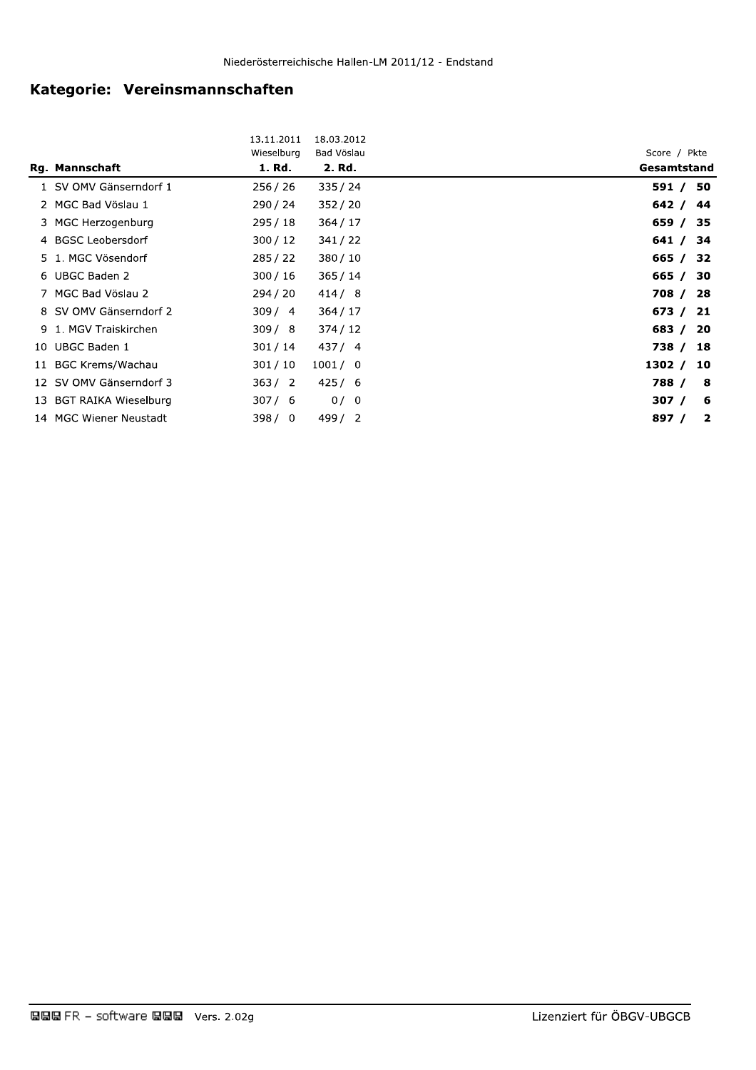Niederösterreichische Hallen-LM 2011/12 - Endstand

## Kategorie: Vereinsmannschaften

| Rg. | Mannschaft | 13.11.2011 Wieselburg 1. Rd. | 18.03.2012 Bad Vöslau 2. Rd. | Score / Pkte Gesamtstand |
|---|---|---|---|---|
| 1 | SV OMV Gänserndorf 1 | 256 / 26 | 335 / 24 | **591 / 50** |
| 2 | MGC Bad Vöslau 1 | 290 / 24 | 352 / 20 | **642 / 44** |
| 3 | MGC Herzogenburg | 295 / 18 | 364 / 17 | **659 / 35** |
| 4 | BGSC Leobersdorf | 300 / 12 | 341 / 22 | **641 / 34** |
| 5 | 1. MGC Vösendorf | 285 / 22 | 380 / 10 | **665 / 32** |
| 6 | UBGC Baden 2 | 300 / 16 | 365 / 14 | **665 / 30** |
| 7 | MGC Bad Vöslau 2 | 294 / 20 | 414 / 8 | **708 / 28** |
| 8 | SV OMV Gänserndorf 2 | 309 / 4 | 364 / 17 | **673 / 21** |
| 9 | 1. MGV Traiskirchen | 309 / 8 | 374 / 12 | **683 / 20** |
| 10 | UBGC Baden 1 | 301 / 14 | 437 / 4 | **738 / 18** |
| 11 | BGC Krems/Wachau | 301 / 10 | 1001 / 0 | **1302 / 10** |
| 12 | SV OMV Gänserndorf 3 | 363 / 2 | 425 / 6 | **788 / 8** |
| 13 | BGT RAIKA Wieselburg | 307 / 6 | 0 / 0 | **307 / 6** |
| 14 | MGC Wiener Neustadt | 398 / 0 | 499 / 2 | **897 / 2** |